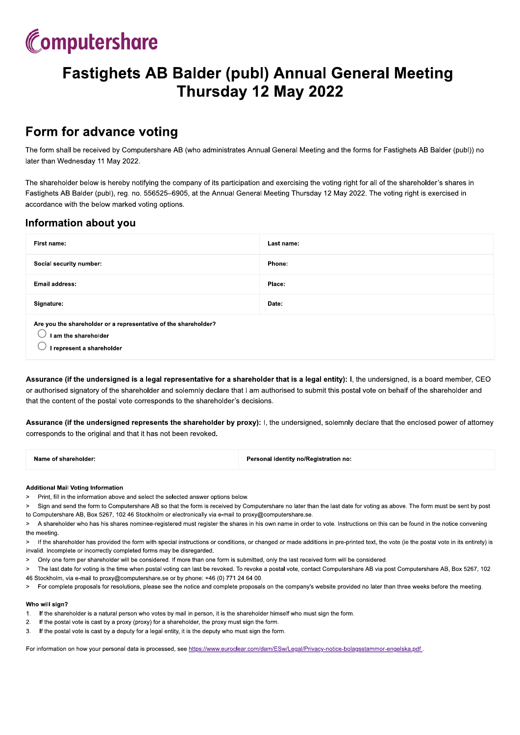# Fastighets AB Balder (publ) Annual General Meeting Thursday 12 May 2022

## Form for advance voting

The form shall be received by Computershare AB (who administrates Annual General Meeting and the forms for Fastighets AB Balder (publ)) no later than Wednesday 11 May 2022.

The shareholder below is hereby notifying the company of its participation and exercising the voting right for all of the shareholder's shares in Fastighets AB Balder (publ), reg. no. 556525–6905, at the Annual General Meeting Thursday 12 May 2022. The voting right is exercised in accordance with the below marked voting options.

### Information about you

| | |
|---|---|
| **First name:** | **Last name:** |
| **Social security number:** | **Phone:** |
| **Email address:** | **Place:** |
| **Signature:** | **Date:** |

**Are you the shareholder or a representative of the shareholder?**

- ◯ **I am the shareholder**
- ◯ **I represent a shareholder**

**Assurance (if the undersigned is a legal representative for a shareholder that is a legal entity):** I, the undersigned, is a board member, CEO or authorised signatory of the shareholder and solemnly declare that I am authorised to submit this postal vote on behalf of the shareholder and that the content of the postal vote corresponds to the shareholder's decisions.

**Assurance (if the undersigned represents the shareholder by proxy):** I, the undersigned, solemnly declare that the enclosed power of attorney corresponds to the original and that it has not been revoked.

| | |
|---|---|
| **Name of shareholder:** | **Personal identity no/Registration no:** |

**Additional Mail Voting Information**

> Print, fill in the information above and select the selected answer options below.

> Sign and send the form to Computershare AB so that the form is received by Computershare no later than the last date for voting as above. The form must be sent by post to Computershare AB, Box 5267, 102 46 Stockholm or electronically via e-mail to proxy@computershare.se.

> A shareholder who has his shares nominee-registered must register the shares in his own name in order to vote. Instructions on this can be found in the notice convening the meeting.

> If the shareholder has provided the form with special instructions or conditions, or changed or made additions in pre-printed text, the vote (ie the postal vote in its entirety) is invalid. Incomplete or incorrectly completed forms may be disregarded.

> Only one form per shareholder will be considered. If more than one form is submitted, only the last received form will be considered.

> The last date for voting is the time when postal voting can last be revoked. To revoke a postal vote, contact Computershare AB via post Computershare AB, Box 5267, 102 46 Stockholm, via e-mail to proxy@computershare.se or by phone: +46 (0) 771 24 64 00.

> For complete proposals for resolutions, please see the notice and complete proposals on the company's website provided no later than three weeks before the meeting.

**Who will sign?**

1. If the shareholder is a natural person who votes by mail in person, it is the shareholder himself who must sign the form.
2. If the postal vote is cast by a proxy (proxy) for a shareholder, the proxy must sign the form.
3. If the postal vote is cast by a deputy for a legal entity, it is the deputy who must sign the form.

For information on how your personal data is processed, see https://www.euroclear.com/dam/ESw/Legal/Privacy-notice-bolagsstammor-engelska.pdf .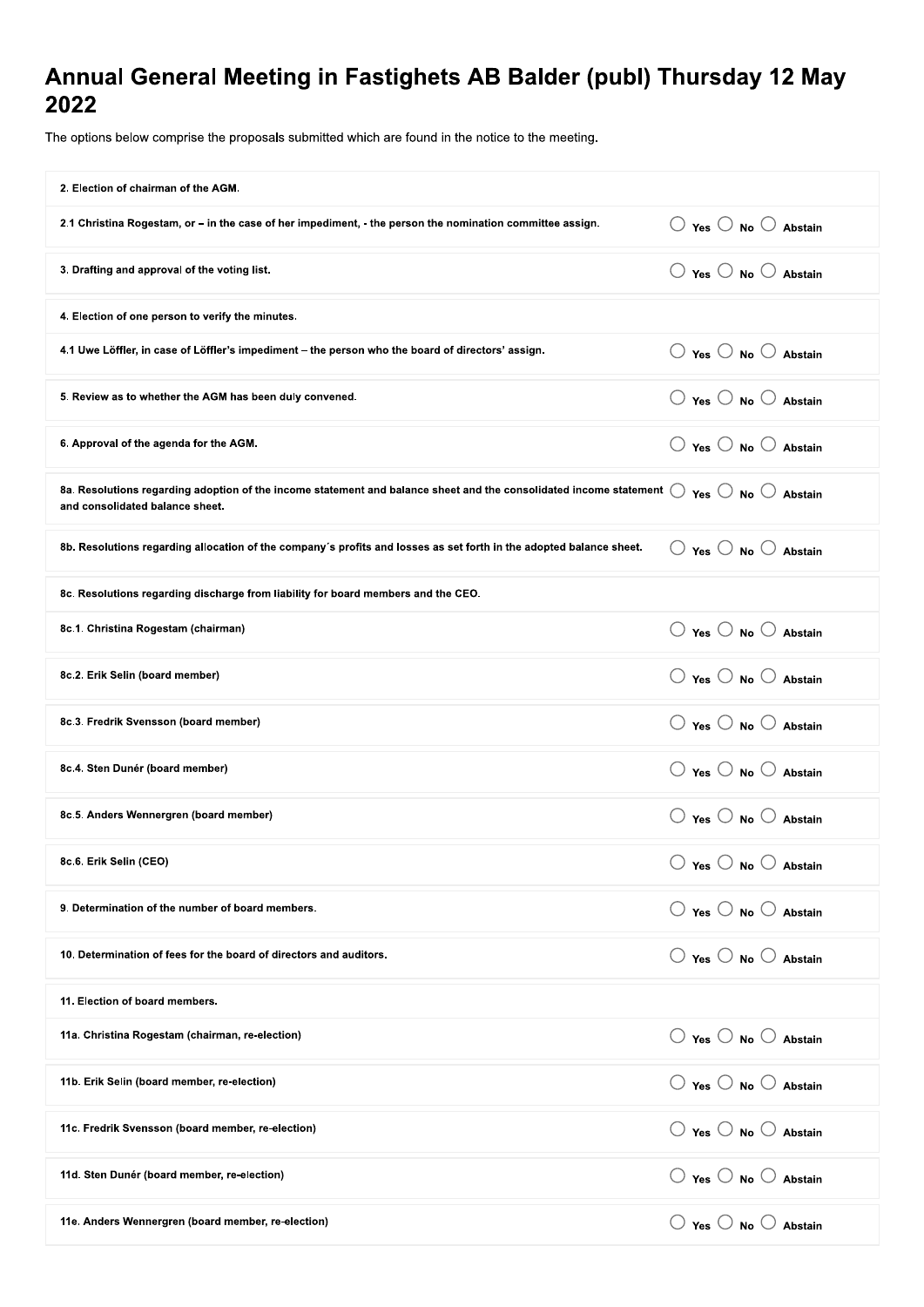# Annual General Meeting in Fastighets AB Balder (publ) Thursday 12 May 2022

The options below comprise the proposals submitted which are found in the notice to the meeting.

| | |
|---|---|
| 2. Election of chairman of the AGM. | |
| 2.1 Christina Rogestam, or – in the case of her impediment, - the person the nomination committee assign. | ○ Yes ○ No ○ Abstain |
| 3. Drafting and approval of the voting list. | ○ Yes ○ No ○ Abstain |
| 4. Election of one person to verify the minutes. | |
| 4.1 Uwe Löffler, in case of Löffler's impediment – the person who the board of directors' assign. | ○ Yes ○ No ○ Abstain |
| 5. Review as to whether the AGM has been duly convened. | ○ Yes ○ No ○ Abstain |
| 6. Approval of the agenda for the AGM. | ○ Yes ○ No ○ Abstain |
| 8a. Resolutions regarding adoption of the income statement and balance sheet and the consolidated income statement and consolidated balance sheet. | ○ Yes ○ No ○ Abstain |
| 8b. Resolutions regarding allocation of the company´s profits and losses as set forth in the adopted balance sheet. | ○ Yes ○ No ○ Abstain |
| 8c. Resolutions regarding discharge from liability for board members and the CEO. | |
| 8c.1. Christina Rogestam (chairman) | ○ Yes ○ No ○ Abstain |
| 8c.2. Erik Selin (board member) | ○ Yes ○ No ○ Abstain |
| 8c.3. Fredrik Svensson (board member) | ○ Yes ○ No ○ Abstain |
| 8c.4. Sten Dunér (board member) | ○ Yes ○ No ○ Abstain |
| 8c.5. Anders Wennergren (board member) | ○ Yes ○ No ○ Abstain |
| 8c.6. Erik Selin (CEO) | ○ Yes ○ No ○ Abstain |
| 9. Determination of the number of board members. | ○ Yes ○ No ○ Abstain |
| 10. Determination of fees for the board of directors and auditors. | ○ Yes ○ No ○ Abstain |
| 11. Election of board members. | |
| 11a. Christina Rogestam (chairman, re-election) | ○ Yes ○ No ○ Abstain |
| 11b. Erik Selin (board member, re-election) | ○ Yes ○ No ○ Abstain |
| 11c. Fredrik Svensson (board member, re-election) | ○ Yes ○ No ○ Abstain |
| 11d. Sten Dunér (board member, re-election) | ○ Yes ○ No ○ Abstain |
| 11e. Anders Wennergren (board member, re-election) | ○ Yes ○ No ○ Abstain |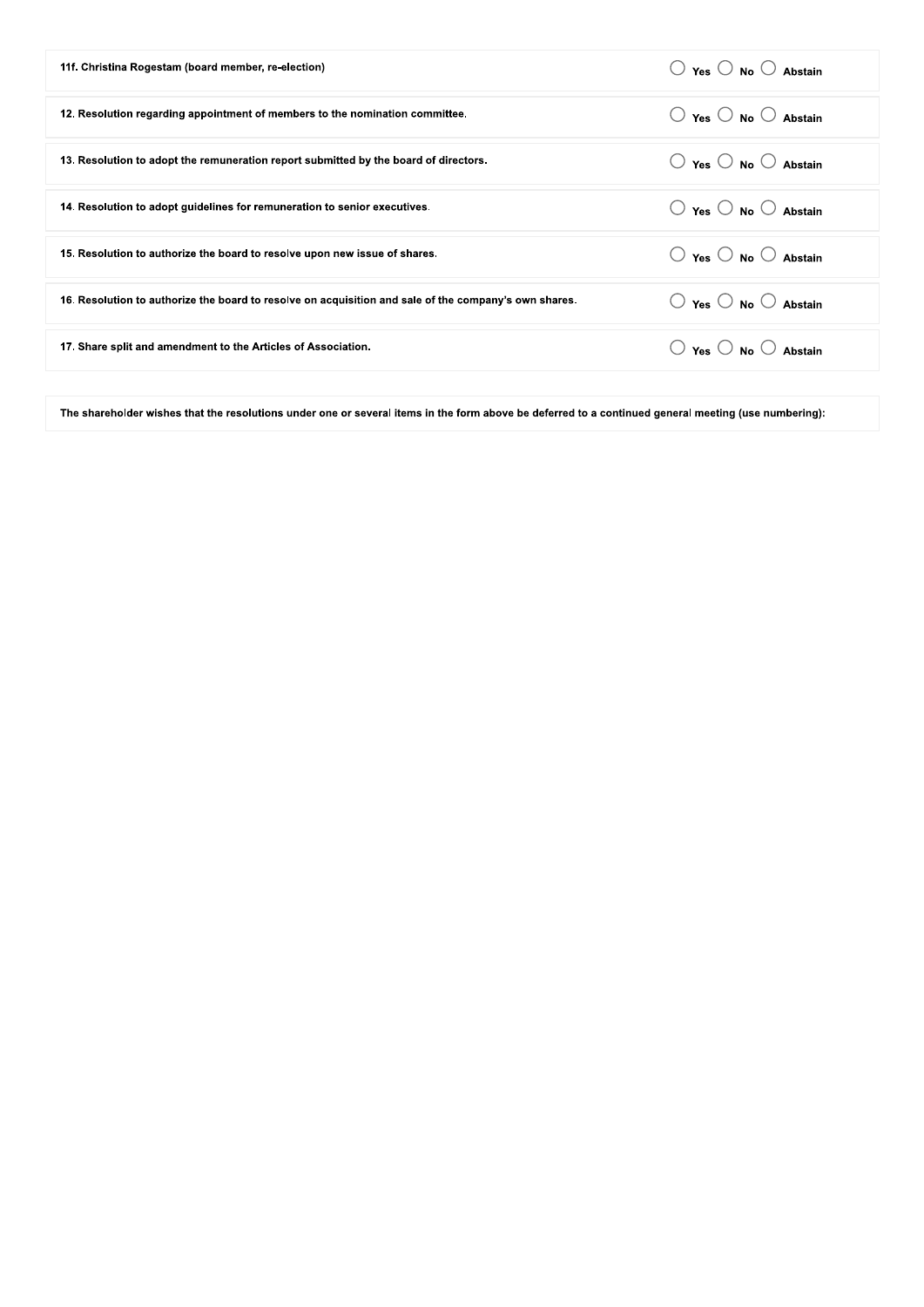| | |
|---|---|
| **11f. Christina Rogestam (board member, re-election)** | ○ Yes ○ No ○ Abstain |
| **12. Resolution regarding appointment of members to the nomination committee.** | ○ Yes ○ No ○ Abstain |
| **13. Resolution to adopt the remuneration report submitted by the board of directors.** | ○ Yes ○ No ○ Abstain |
| **14. Resolution to adopt guidelines for remuneration to senior executives.** | ○ Yes ○ No ○ Abstain |
| **15. Resolution to authorize the board to resolve upon new issue of shares.** | ○ Yes ○ No ○ Abstain |
| **16. Resolution to authorize the board to resolve on acquisition and sale of the company's own shares.** | ○ Yes ○ No ○ Abstain |
| **17. Share split and amendment to the Articles of Association.** | ○ Yes ○ No ○ Abstain |

**The shareholder wishes that the resolutions under one or several items in the form above be deferred to a continued general meeting (use numbering):**